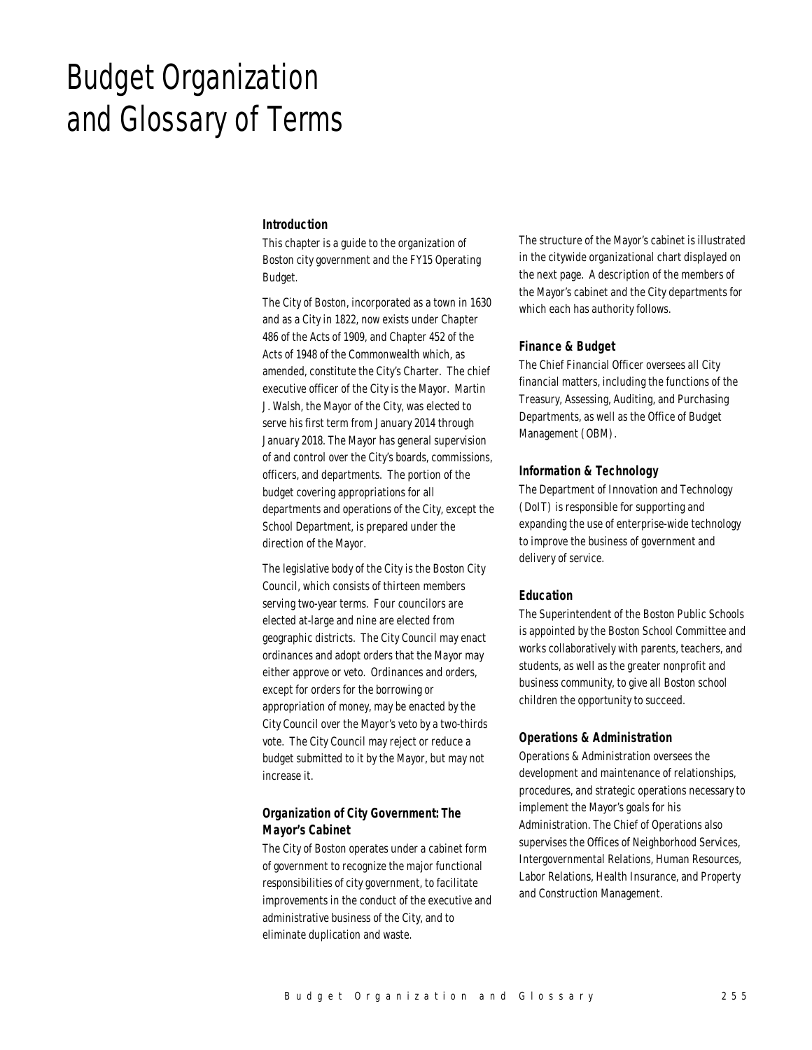# Budget Organization and Glossary of Terms

### Introduction

This chapter is a guide to the organization of Boston city government and the FY15 Operating Budget.

The City of Boston, incorporated as a town in 1630 and as a City in 1822, now exists under Chapter 486 of the Acts of 1909, and Chapter 452 of the Acts of 1948 of the Commonwealth which, as amended, constitute the City's Charter. The chief executive officer of the City is the Mayor. Martin J. Walsh, the Mayor of the City, was elected to serve his first term from January 2014 through January 2018. The Mayor has general supervision of and control over the City's boards, commissions, officers, and departments. The portion of the budget covering appropriations for all departments and operations of the City, except the School Department, is prepared under the direction of the Mayor.

The legislative body of the City is the Boston City Council, which consists of thirteen members serving two-year terms. Four councilors are elected at-large and nine are elected from geographic districts. The City Council may enact ordinances and adopt orders that the Mayor may either approve or veto. Ordinances and orders, except for orders for the borrowing or appropriation of money, may be enacted by the City Council over the Mayor's veto by a two-thirds vote. The City Council may reject or reduce a budget submitted to it by the Mayor, but may not increase it.

### Organization of City Government: The Mayor's Cabinet

The City of Boston operates under a cabinet form of government to recognize the major functional responsibilities of city government, to facilitate improvements in the conduct of the executive and administrative business of the City, and to eliminate duplication and waste.

The structure of the Mayor's cabinet is illustrated in the citywide organizational chart displayed on the next page. A description of the members of the Mayor's cabinet and the City departments for which each has authority follows.

### Finance & Budget

The Chief Financial Officer oversees all City financial matters, including the functions of the Treasury, Assessing, Auditing, and Purchasing Departments, as well as the Office of Budget Management (OBM).

### Information & Technology

The Department of Innovation and Technology (DoIT) is responsible for supporting and expanding the use of enterprise-wide technology to improve the business of government and delivery of service.

### Education

The Superintendent of the Boston Public Schools is appointed by the Boston School Committee and works collaboratively with parents, teachers, and students, as well as the greater nonprofit and business community, to give all Boston school children the opportunity to succeed.

### Operations & Administration

Operations & Administration oversees the development and maintenance of relationships, procedures, and strategic operations necessary to implement the Mayor's goals for his Administration. The Chief of Operations also supervises the Offices of Neighborhood Services, Intergovernmental Relations, Human Resources, Labor Relations, Health Insurance, and Property and Construction Management.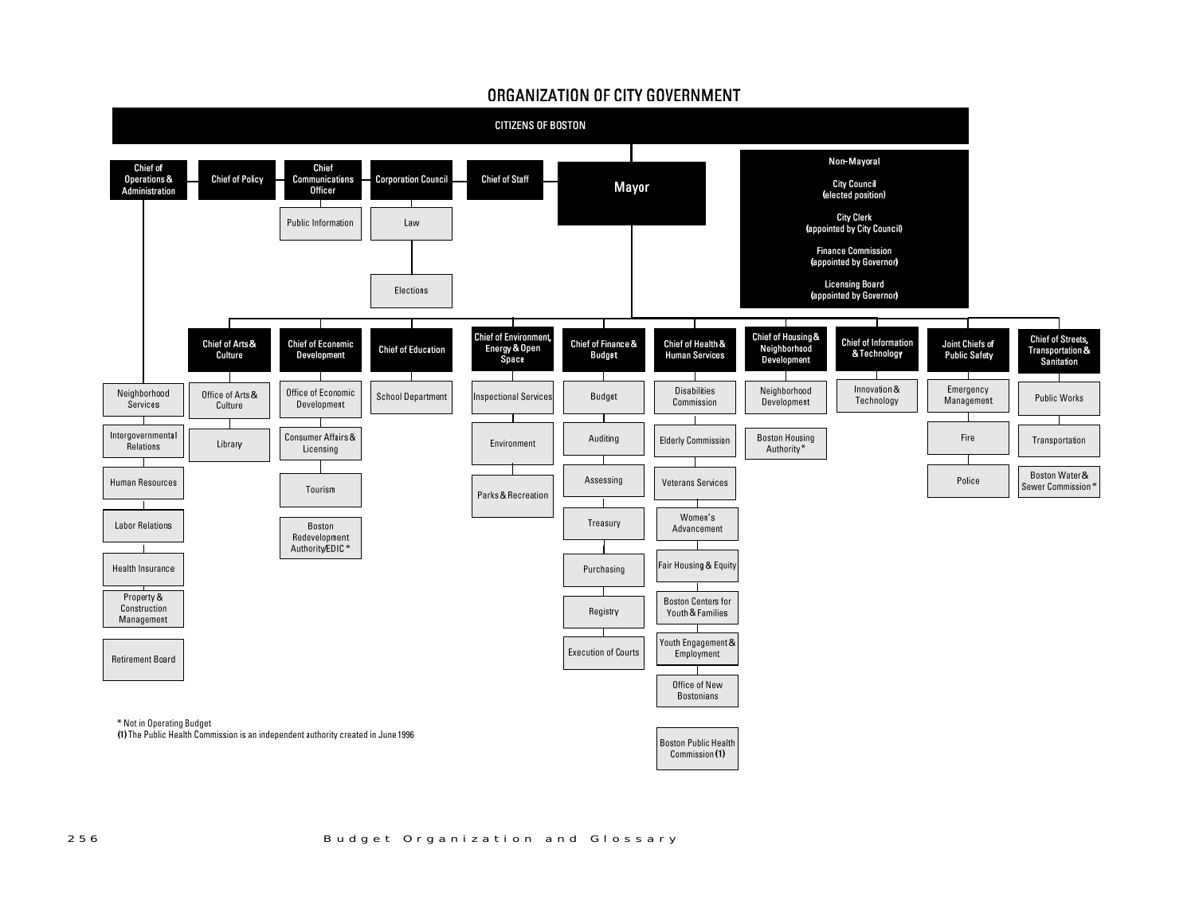# ORGANIZATION OF CITY GOVERNMENT

**CITIZENS OF BOSTON**

**Mayor**

- **Chief of Operations & Administration**
  - Neighborhood Services
  - Intergovernmental Relations
  - Human Resources
  - Labor Relations
  - Health Insurance
  - Property & Construction Management
  - Retirement Board
- **Chief of Policy**
- **Chief Communications Officer**
  - Public Information
- **Corporation Council**
  - Law
  - Elections
- **Chief of Staff**

**Non-Mayoral**

- City Council (elected position)
- City Clerk (appointed by City Council)
- Finance Commission (appointed by Governor)
- Licensing Board (appointed by Governor)

---

- **Chief of Arts & Culture**
  - Office of Arts & Culture
  - Library
- **Chief of Economic Development**
  - Office of Economic Development
  - Consumer Affairs & Licensing
  - Tourism
  - Boston Redevelopment Authority/EDIC *
- **Chief of Education**
  - School Department
- **Chief of Environment, Energy & Open Space**
  - Inspectional Services
  - Environment
  - Parks & Recreation
- **Chief of Finance & Budget**
  - Budget
  - Auditing
  - Assessing
  - Treasury
  - Purchasing
  - Registry
  - Execution of Courts
- **Chief of Health & Human Services**
  - Disabilities Commission
  - Elderly Commission
  - Veterans Services
  - Women's Advancement
  - Fair Housing & Equity
  - Boston Centers for Youth & Families
  - Youth Engagement & Employment
  - Office of New Bostonians
  - Boston Public Health Commission (1)
- **Chief of Housing & Neighborhood Development**
  - Neighborhood Development
  - Boston Housing Authority *
- **Chief of Information & Technology**
  - Innovation & Technology
- **Joint Chiefs of Public Safety**
  - Emergency Management
  - Fire
  - Police
- **Chief of Streets, Transportation & Sanitation**
  - Public Works
  - Transportation
  - Boston Water & Sewer Commission *

\* Not in Operating Budget

**(1)** The Public Health Commission is an independent authority created in June 1996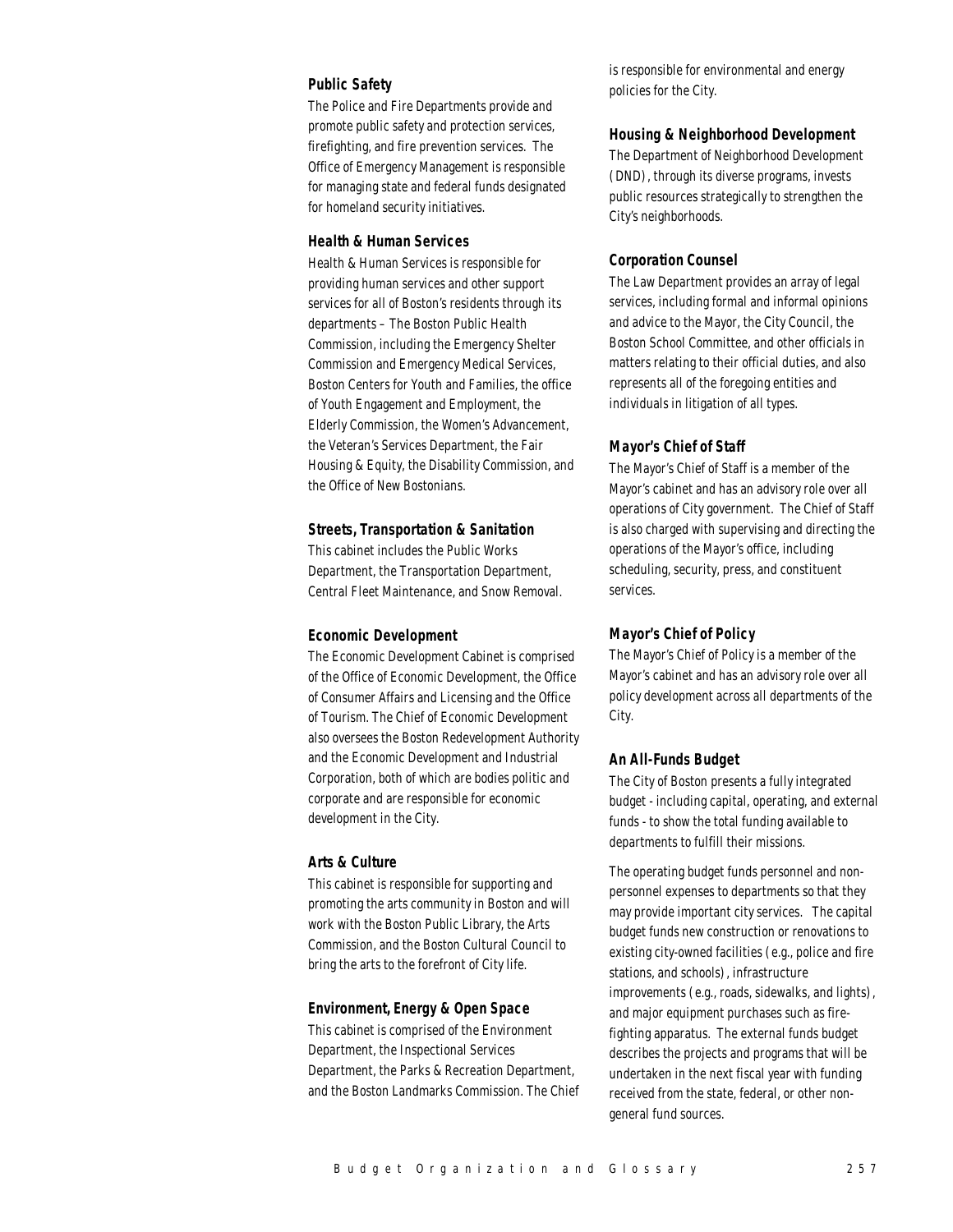### Public Safety

The Police and Fire Departments provide and promote public safety and protection services, firefighting, and fire prevention services. The Office of Emergency Management is responsible for managing state and federal funds designated for homeland security initiatives.

### Health & Human Services

Health & Human Services is responsible for providing human services and other support services for all of Boston's residents through its departments – The Boston Public Health Commission, including the Emergency Shelter Commission and Emergency Medical Services, Boston Centers for Youth and Families, the office of Youth Engagement and Employment, the Elderly Commission, the Women's Advancement, the Veteran's Services Department, the Fair Housing & Equity, the Disability Commission, and the Office of New Bostonians.

### Streets, Transportation & Sanitation

This cabinet includes the Public Works Department, the Transportation Department, Central Fleet Maintenance, and Snow Removal.

### Economic Development

The Economic Development Cabinet is comprised of the Office of Economic Development, the Office of Consumer Affairs and Licensing and the Office of Tourism. The Chief of Economic Development also oversees the Boston Redevelopment Authority and the Economic Development and Industrial Corporation, both of which are bodies politic and corporate and are responsible for economic development in the City.

### Arts & Culture

This cabinet is responsible for supporting and promoting the arts community in Boston and will work with the Boston Public Library, the Arts Commission, and the Boston Cultural Council to bring the arts to the forefront of City life.

### Environment, Energy & Open Space

This cabinet is comprised of the Environment Department, the Inspectional Services Department, the Parks & Recreation Department, and the Boston Landmarks Commission. The Chief is responsible for environmental and energy policies for the City.

### Housing & Neighborhood Development

The Department of Neighborhood Development (DND), through its diverse programs, invests public resources strategically to strengthen the City's neighborhoods.

### Corporation Counsel

The Law Department provides an array of legal services, including formal and informal opinions and advice to the Mayor, the City Council, the Boston School Committee, and other officials in matters relating to their official duties, and also represents all of the foregoing entities and individuals in litigation of all types.

### Mayor's Chief of Staff

The Mayor's Chief of Staff is a member of the Mayor's cabinet and has an advisory role over all operations of City government. The Chief of Staff is also charged with supervising and directing the operations of the Mayor's office, including scheduling, security, press, and constituent services.

### Mayor's Chief of Policy

The Mayor's Chief of Policy is a member of the Mayor's cabinet and has an advisory role over all policy development across all departments of the City.

### An All-Funds Budget

The City of Boston presents a fully integrated budget - including capital, operating, and external funds - to show the total funding available to departments to fulfill their missions.

The operating budget funds personnel and non-personnel expenses to departments so that they may provide important city services. The capital budget funds new construction or renovations to existing city-owned facilities (e.g., police and fire stations, and schools), infrastructure improvements (e.g., roads, sidewalks, and lights), and major equipment purchases such as fire-fighting apparatus. The external funds budget describes the projects and programs that will be undertaken in the next fiscal year with funding received from the state, federal, or other non-general fund sources.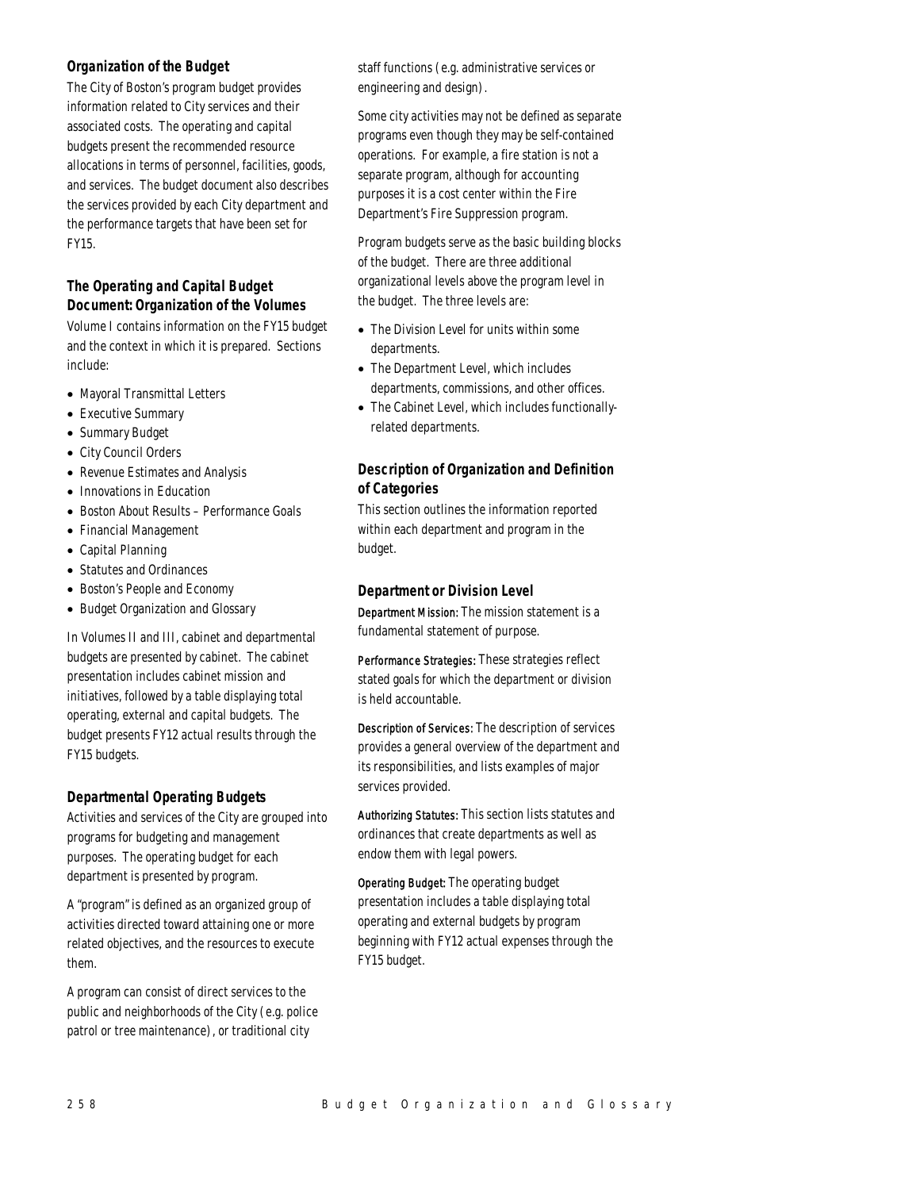### Organization of the Budget

The City of Boston's program budget provides information related to City services and their associated costs. The operating and capital budgets present the recommended resource allocations in terms of personnel, facilities, goods, and services. The budget document also describes the services provided by each City department and the performance targets that have been set for FY15.

### The Operating and Capital Budget Document: Organization of the Volumes

Volume I contains information on the FY15 budget and the context in which it is prepared. Sections include:

- Mayoral Transmittal Letters
- Executive Summary
- Summary Budget
- City Council Orders
- Revenue Estimates and Analysis
- Innovations in Education
- Boston About Results – Performance Goals
- Financial Management
- Capital Planning
- Statutes and Ordinances
- Boston's People and Economy
- Budget Organization and Glossary

In Volumes II and III, cabinet and departmental budgets are presented by cabinet. The cabinet presentation includes cabinet mission and initiatives, followed by a table displaying total operating, external and capital budgets. The budget presents FY12 actual results through the FY15 budgets.

### Departmental Operating Budgets

Activities and services of the City are grouped into programs for budgeting and management purposes. The operating budget for each department is presented by program.

A "program" is defined as an organized group of activities directed toward attaining one or more related objectives, and the resources to execute them.

A program can consist of direct services to the public and neighborhoods of the City (e.g. police patrol or tree maintenance), or traditional city staff functions (e.g. administrative services or engineering and design).

Some city activities may not be defined as separate programs even though they may be self-contained operations. For example, a fire station is not a separate program, although for accounting purposes it is a cost center within the Fire Department's Fire Suppression program.

Program budgets serve as the basic building blocks of the budget. There are three additional organizational levels above the program level in the budget. The three levels are:

- The Division Level for units within some departments.
- The Department Level, which includes departments, commissions, and other offices.
- The Cabinet Level, which includes functionally-related departments.

### Description of Organization and Definition of Categories

This section outlines the information reported within each department and program in the budget.

### Department or Division Level

**Department Mission:** The mission statement is a fundamental statement of purpose.

**Performance Strategies:** These strategies reflect stated goals for which the department or division is held accountable.

**Description of Services:** The description of services provides a general overview of the department and its responsibilities, and lists examples of major services provided.

**Authorizing Statutes:** This section lists statutes and ordinances that create departments as well as endow them with legal powers.

**Operating Budget:** The operating budget presentation includes a table displaying total operating and external budgets by program beginning with FY12 actual expenses through the FY15 budget.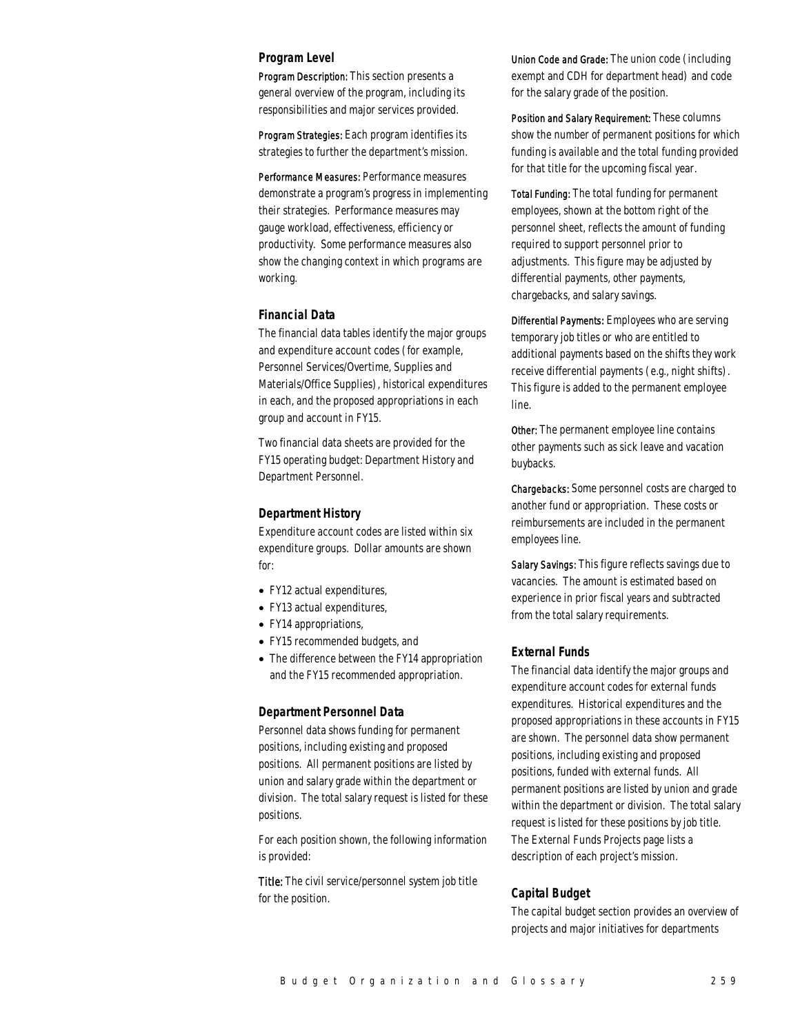### Program Level

**Program Description:** This section presents a general overview of the program, including its responsibilities and major services provided.

**Program Strategies:** Each program identifies its strategies to further the department's mission.

**Performance Measures:** Performance measures demonstrate a program's progress in implementing their strategies. Performance measures may gauge workload, effectiveness, efficiency or productivity. Some performance measures also show the changing context in which programs are working.

### Financial Data

The financial data tables identify the major groups and expenditure account codes (for example, Personnel Services/Overtime, Supplies and Materials/Office Supplies), historical expenditures in each, and the proposed appropriations in each group and account in FY15.

Two financial data sheets are provided for the FY15 operating budget: Department History and Department Personnel.

### Department History

Expenditure account codes are listed within six expenditure groups. Dollar amounts are shown for:

- FY12 actual expenditures,
- FY13 actual expenditures,
- FY14 appropriations,
- FY15 recommended budgets, and
- The difference between the FY14 appropriation and the FY15 recommended appropriation.

### Department Personnel Data

Personnel data shows funding for permanent positions, including existing and proposed positions. All permanent positions are listed by union and salary grade within the department or division. The total salary request is listed for these positions.

For each position shown, the following information is provided:

**Title:** The civil service/personnel system job title for the position.

**Union Code and Grade:** The union code (including exempt and CDH for department head) and code for the salary grade of the position.

**Position and Salary Requirement:** These columns show the number of permanent positions for which funding is available and the total funding provided for that title for the upcoming fiscal year.

**Total Funding:** The total funding for permanent employees, shown at the bottom right of the personnel sheet, reflects the amount of funding required to support personnel prior to adjustments. This figure may be adjusted by differential payments, other payments, chargebacks, and salary savings.

**Differential Payments:** Employees who are serving temporary job titles or who are entitled to additional payments based on the shifts they work receive differential payments (e.g., night shifts). This figure is added to the permanent employee line.

**Other:** The permanent employee line contains other payments such as sick leave and vacation buybacks.

**Chargebacks:** Some personnel costs are charged to another fund or appropriation. These costs or reimbursements are included in the permanent employees line.

**Salary Savings:** This figure reflects savings due to vacancies. The amount is estimated based on experience in prior fiscal years and subtracted from the total salary requirements.

### External Funds

The financial data identify the major groups and expenditure account codes for external funds expenditures. Historical expenditures and the proposed appropriations in these accounts in FY15 are shown. The personnel data show permanent positions, including existing and proposed positions, funded with external funds. All permanent positions are listed by union and grade within the department or division. The total salary request is listed for these positions by job title. The External Funds Projects page lists a description of each project's mission.

### Capital Budget

The capital budget section provides an overview of projects and major initiatives for departments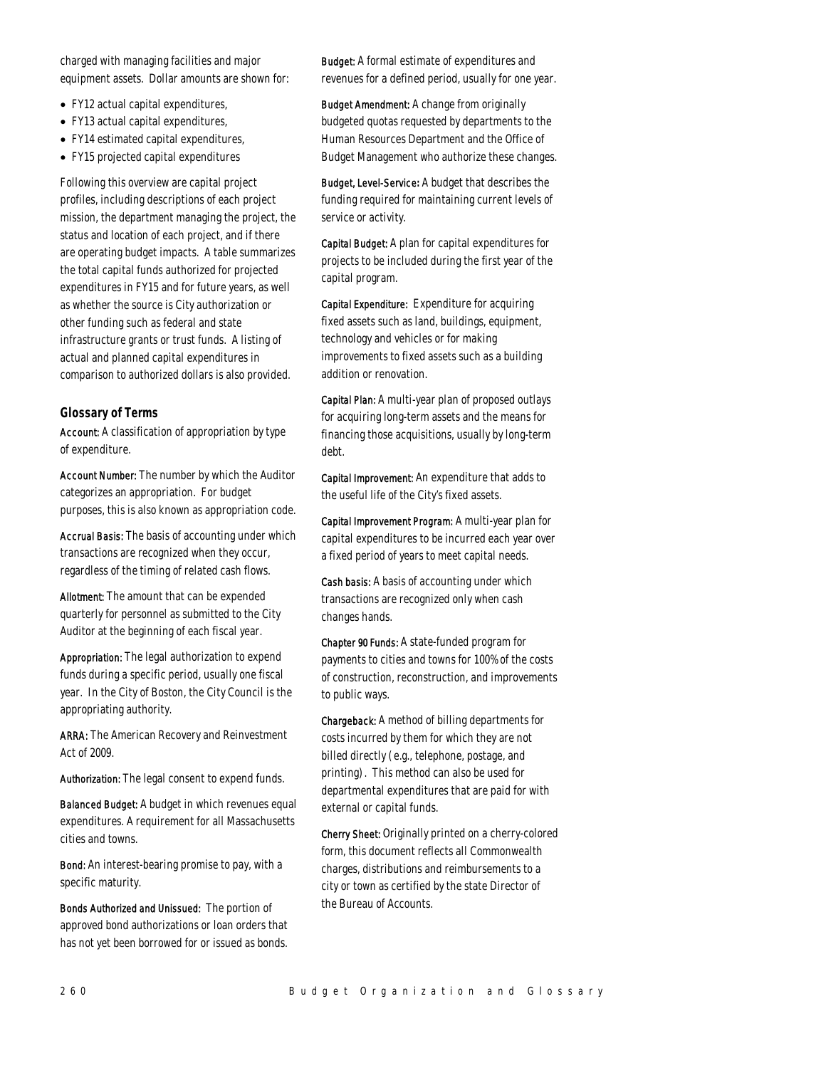charged with managing facilities and major equipment assets. Dollar amounts are shown for:

- FY12 actual capital expenditures,
- FY13 actual capital expenditures,
- FY14 estimated capital expenditures,
- FY15 projected capital expenditures

Following this overview are capital project profiles, including descriptions of each project mission, the department managing the project, the status and location of each project, and if there are operating budget impacts. A table summarizes the total capital funds authorized for projected expenditures in FY15 and for future years, as well as whether the source is City authorization or other funding such as federal and state infrastructure grants or trust funds. A listing of actual and planned capital expenditures in comparison to authorized dollars is also provided.

### Glossary of Terms

**Account:** A classification of appropriation by type of expenditure.

**Account Number:** The number by which the Auditor categorizes an appropriation. For budget purposes, this is also known as appropriation code.

**Accrual Basis:** The basis of accounting under which transactions are recognized when they occur, regardless of the timing of related cash flows.

**Allotment:** The amount that can be expended quarterly for personnel as submitted to the City Auditor at the beginning of each fiscal year.

**Appropriation:** The legal authorization to expend funds during a specific period, usually one fiscal year. In the City of Boston, the City Council is the appropriating authority.

**ARRA:** The American Recovery and Reinvestment Act of 2009.

**Authorization:** The legal consent to expend funds.

**Balanced Budget:** A budget in which revenues equal expenditures. A requirement for all Massachusetts cities and towns.

**Bond:** An interest-bearing promise to pay, with a specific maturity.

**Bonds Authorized and Unissued:** The portion of approved bond authorizations or loan orders that has not yet been borrowed for or issued as bonds.

**Budget:** A formal estimate of expenditures and revenues for a defined period, usually for one year.

**Budget Amendment:** A change from originally budgeted quotas requested by departments to the Human Resources Department and the Office of Budget Management who authorize these changes.

**Budget, Level-Service:** A budget that describes the funding required for maintaining current levels of service or activity.

**Capital Budget:** A plan for capital expenditures for projects to be included during the first year of the capital program.

**Capital Expenditure:** Expenditure for acquiring fixed assets such as land, buildings, equipment, technology and vehicles or for making improvements to fixed assets such as a building addition or renovation.

**Capital Plan:** A multi-year plan of proposed outlays for acquiring long-term assets and the means for financing those acquisitions, usually by long-term debt.

**Capital Improvement:** An expenditure that adds to the useful life of the City's fixed assets.

**Capital Improvement Program:** A multi-year plan for capital expenditures to be incurred each year over a fixed period of years to meet capital needs.

**Cash basis:** A basis of accounting under which transactions are recognized only when cash changes hands.

**Chapter 90 Funds:** A state-funded program for payments to cities and towns for 100% of the costs of construction, reconstruction, and improvements to public ways.

**Chargeback:** A method of billing departments for costs incurred by them for which they are not billed directly (e.g., telephone, postage, and printing). This method can also be used for departmental expenditures that are paid for with external or capital funds.

**Cherry Sheet:** Originally printed on a cherry-colored form, this document reflects all Commonwealth charges, distributions and reimbursements to a city or town as certified by the state Director of the Bureau of Accounts.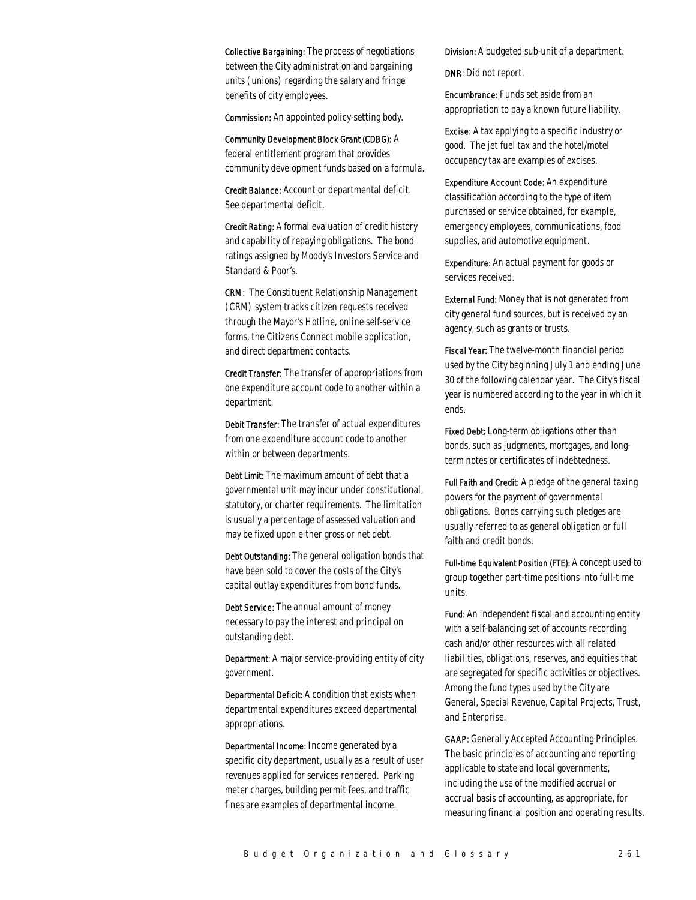**Collective Bargaining:** The process of negotiations between the City administration and bargaining units (unions) regarding the salary and fringe benefits of city employees.

**Commission:** An appointed policy-setting body.

**Community Development Block Grant (CDBG):** A federal entitlement program that provides community development funds based on a formula.

**Credit Balance:** Account or departmental deficit. See departmental deficit.

**Credit Rating:** A formal evaluation of credit history and capability of repaying obligations. The bond ratings assigned by Moody's Investors Service and Standard & Poor's.

**CRM:** The Constituent Relationship Management (CRM) system tracks citizen requests received through the Mayor's Hotline, online self-service forms, the Citizens Connect mobile application, and direct department contacts.

**Credit Transfer:** The transfer of appropriations from one expenditure account code to another within a department.

**Debit Transfer:** The transfer of actual expenditures from one expenditure account code to another within or between departments.

**Debt Limit:** The maximum amount of debt that a governmental unit may incur under constitutional, statutory, or charter requirements. The limitation is usually a percentage of assessed valuation and may be fixed upon either gross or net debt.

**Debt Outstanding:** The general obligation bonds that have been sold to cover the costs of the City's capital outlay expenditures from bond funds.

**Debt Service:** The annual amount of money necessary to pay the interest and principal on outstanding debt.

**Department:** A major service-providing entity of city government.

**Departmental Deficit:** A condition that exists when departmental expenditures exceed departmental appropriations.

**Departmental Income:** Income generated by a specific city department, usually as a result of user revenues applied for services rendered. Parking meter charges, building permit fees, and traffic fines are examples of departmental income.

**Division:** A budgeted sub-unit of a department.

**DNR**: Did not report.

**Encumbrance:** Funds set aside from an appropriation to pay a known future liability.

**Excise:** A tax applying to a specific industry or good. The jet fuel tax and the hotel/motel occupancy tax are examples of excises.

**Expenditure Account Code:** An expenditure classification according to the type of item purchased or service obtained, for example, emergency employees, communications, food supplies, and automotive equipment.

**Expenditure:** An actual payment for goods or services received.

**External Fund:** Money that is not generated from city general fund sources, but is received by an agency, such as grants or trusts.

**Fiscal Year:** The twelve-month financial period used by the City beginning July 1 and ending June 30 of the following calendar year. The City's fiscal year is numbered according to the year in which it ends.

**Fixed Debt:** Long-term obligations other than bonds, such as judgments, mortgages, and long-term notes or certificates of indebtedness.

**Full Faith and Credit:** A pledge of the general taxing powers for the payment of governmental obligations. Bonds carrying such pledges are usually referred to as general obligation or full faith and credit bonds.

**Full-time Equivalent Position (FTE):** A concept used to group together part-time positions into full-time units.

**Fund:** An independent fiscal and accounting entity with a self-balancing set of accounts recording cash and/or other resources with all related liabilities, obligations, reserves, and equities that are segregated for specific activities or objectives. Among the fund types used by the City are General, Special Revenue, Capital Projects, Trust, and Enterprise.

**GAAP:** Generally Accepted Accounting Principles. The basic principles of accounting and reporting applicable to state and local governments, including the use of the modified accrual or accrual basis of accounting, as appropriate, for measuring financial position and operating results.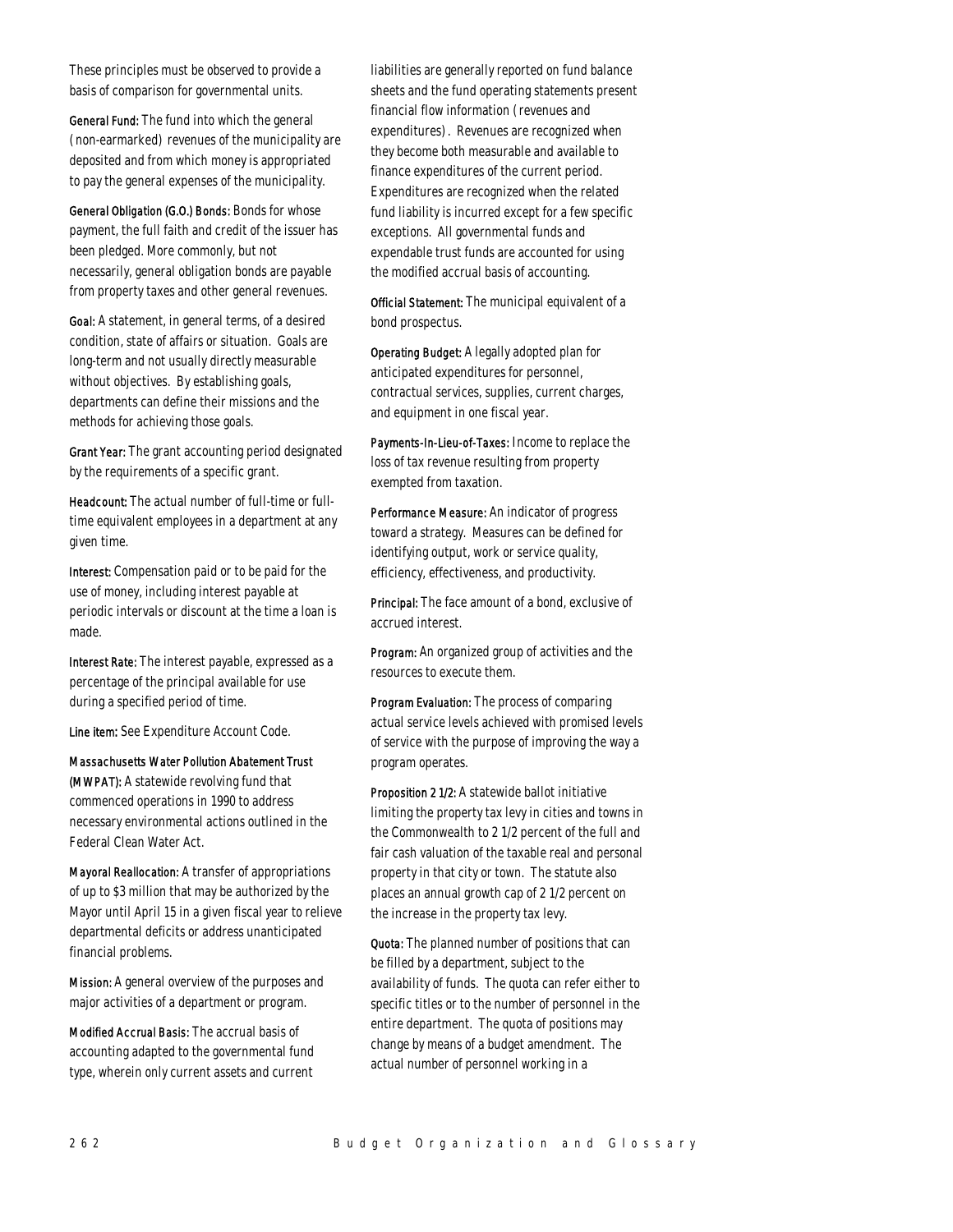These principles must be observed to provide a basis of comparison for governmental units.

**General Fund:** The fund into which the general (non-earmarked) revenues of the municipality are deposited and from which money is appropriated to pay the general expenses of the municipality.

**General Obligation (G.O.) Bonds:** Bonds for whose payment, the full faith and credit of the issuer has been pledged. More commonly, but not necessarily, general obligation bonds are payable from property taxes and other general revenues.

**Goal:** A statement, in general terms, of a desired condition, state of affairs or situation. Goals are long-term and not usually directly measurable without objectives. By establishing goals, departments can define their missions and the methods for achieving those goals.

**Grant Year:** The grant accounting period designated by the requirements of a specific grant.

**Headcount:** The actual number of full-time or full-time equivalent employees in a department at any given time.

**Interest:** Compensation paid or to be paid for the use of money, including interest payable at periodic intervals or discount at the time a loan is made.

**Interest Rate:** The interest payable, expressed as a percentage of the principal available for use during a specified period of time.

**Line item:** See Expenditure Account Code.

**Massachusetts Water Pollution Abatement Trust (MWPAT):** A statewide revolving fund that commenced operations in 1990 to address necessary environmental actions outlined in the Federal Clean Water Act.

**Mayoral Reallocation:** A transfer of appropriations of up to $3 million that may be authorized by the Mayor until April 15 in a given fiscal year to relieve departmental deficits or address unanticipated financial problems.

**Mission:** A general overview of the purposes and major activities of a department or program.

**Modified Accrual Basis:** The accrual basis of accounting adapted to the governmental fund type, wherein only current assets and current liabilities are generally reported on fund balance sheets and the fund operating statements present financial flow information (revenues and expenditures). Revenues are recognized when they become both measurable and available to finance expenditures of the current period. Expenditures are recognized when the related fund liability is incurred except for a few specific exceptions. All governmental funds and expendable trust funds are accounted for using the modified accrual basis of accounting.

**Official Statement:** The municipal equivalent of a bond prospectus.

**Operating Budget:** A legally adopted plan for anticipated expenditures for personnel, contractual services, supplies, current charges, and equipment in one fiscal year.

**Payments-In-Lieu-of-Taxes:** Income to replace the loss of tax revenue resulting from property exempted from taxation.

**Performance Measure:** An indicator of progress toward a strategy. Measures can be defined for identifying output, work or service quality, efficiency, effectiveness, and productivity.

**Principal:** The face amount of a bond, exclusive of accrued interest.

**Program:** An organized group of activities and the resources to execute them.

**Program Evaluation:** The process of comparing actual service levels achieved with promised levels of service with the purpose of improving the way a program operates.

**Proposition 2 1/2:** A statewide ballot initiative limiting the property tax levy in cities and towns in the Commonwealth to 2 1/2 percent of the full and fair cash valuation of the taxable real and personal property in that city or town. The statute also places an annual growth cap of 2 1/2 percent on the increase in the property tax levy.

**Quota:** The planned number of positions that can be filled by a department, subject to the availability of funds. The quota can refer either to specific titles or to the number of personnel in the entire department. The quota of positions may change by means of a budget amendment. The actual number of personnel working in a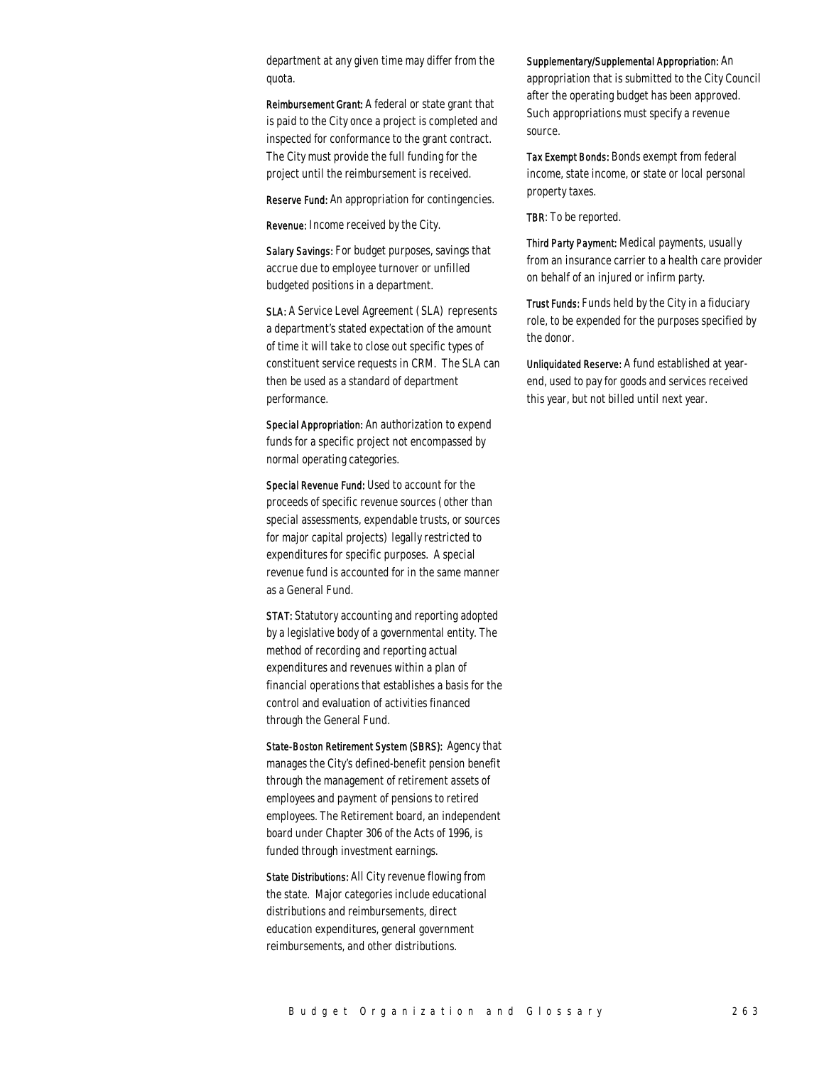department at any given time may differ from the quota.

**Reimbursement Grant:** A federal or state grant that is paid to the City once a project is completed and inspected for conformance to the grant contract. The City must provide the full funding for the project until the reimbursement is received.

**Reserve Fund:** An appropriation for contingencies.

**Revenue:** Income received by the City.

**Salary Savings:** For budget purposes, savings that accrue due to employee turnover or unfilled budgeted positions in a department.

**SLA:** A Service Level Agreement (SLA) represents a department's stated expectation of the amount of time it will take to close out specific types of constituent service requests in CRM. The SLA can then be used as a standard of department performance.

**Special Appropriation:** An authorization to expend funds for a specific project not encompassed by normal operating categories.

**Special Revenue Fund:** Used to account for the proceeds of specific revenue sources (other than special assessments, expendable trusts, or sources for major capital projects) legally restricted to expenditures for specific purposes. A special revenue fund is accounted for in the same manner as a General Fund.

**STAT:** Statutory accounting and reporting adopted by a legislative body of a governmental entity. The method of recording and reporting actual expenditures and revenues within a plan of financial operations that establishes a basis for the control and evaluation of activities financed through the General Fund.

**State-Boston Retirement System (SBRS):** Agency that manages the City's defined-benefit pension benefit through the management of retirement assets of employees and payment of pensions to retired employees. The Retirement board, an independent board under Chapter 306 of the Acts of 1996, is funded through investment earnings.

**State Distributions:** All City revenue flowing from the state. Major categories include educational distributions and reimbursements, direct education expenditures, general government reimbursements, and other distributions.

**Supplementary/Supplemental Appropriation:** An appropriation that is submitted to the City Council after the operating budget has been approved. Such appropriations must specify a revenue source.

**Tax Exempt Bonds:** Bonds exempt from federal income, state income, or state or local personal property taxes.

**TBR:** To be reported.

**Third Party Payment:** Medical payments, usually from an insurance carrier to a health care provider on behalf of an injured or infirm party.

**Trust Funds:** Funds held by the City in a fiduciary role, to be expended for the purposes specified by the donor.

**Unliquidated Reserve:** A fund established at year-end, used to pay for goods and services received this year, but not billed until next year.